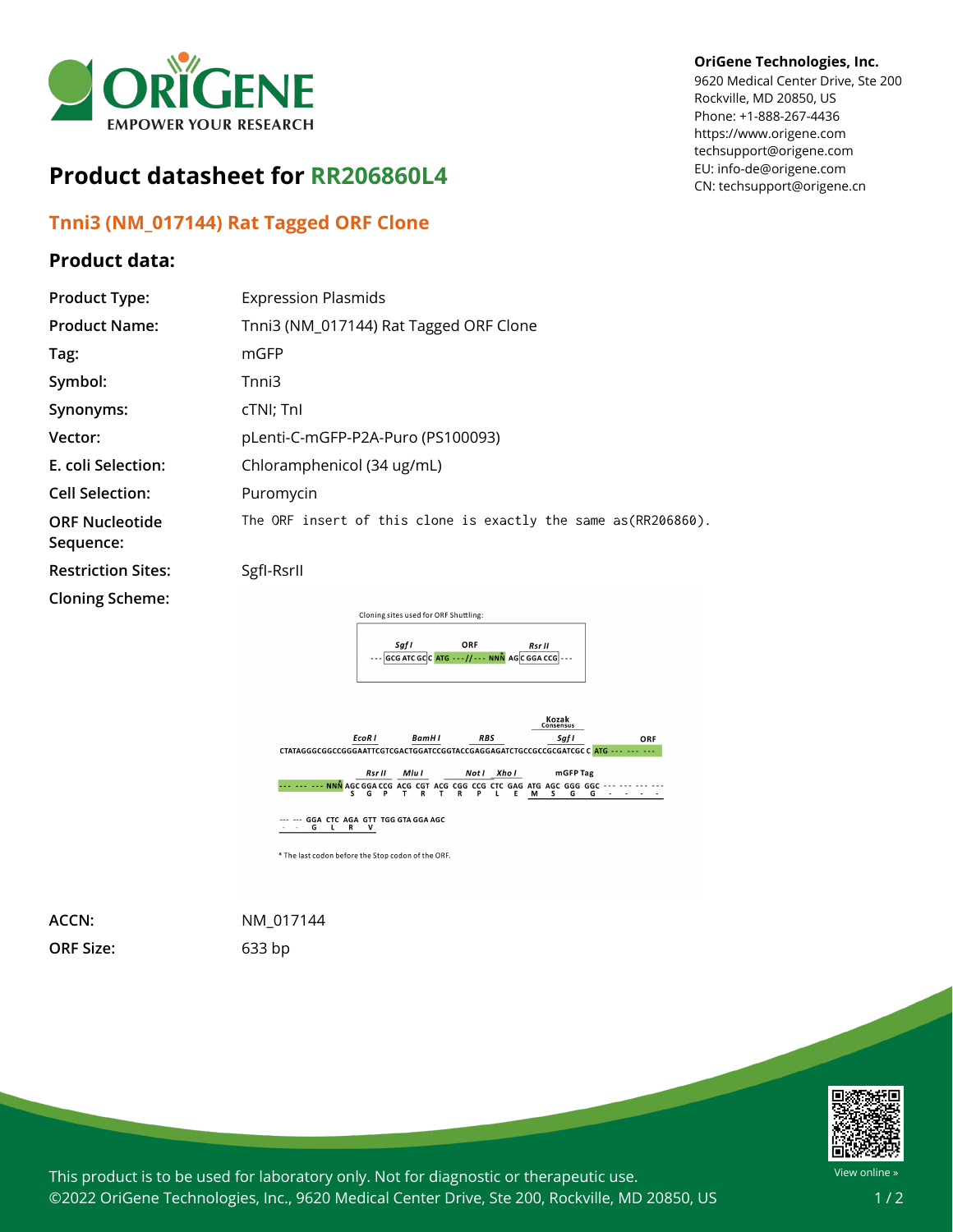OriGene Technologies, Inc.
9620 Medical Center Drive, Ste 200
Rockville, MD 20850, US
Phone: +1-888-267-4436
https://www.origene.com
techsupport@origene.com
EU: info-de@origene.com
CN: techsupport@origene.cn

# Product datasheet for RR206860L4

## Tnni3 (NM_017144) Rat Tagged ORF Clone

### Product data:

| | |
|---|---|
| **Product Type:** | Expression Plasmids |
| **Product Name:** | Tnni3 (NM_017144) Rat Tagged ORF Clone |
| **Tag:** | mGFP |
| **Symbol:** | Tnni3 |
| **Synonyms:** | cTNI; TnI |
| **Vector:** | pLenti-C-mGFP-P2A-Puro (PS100093) |
| **E. coli Selection:** | Chloramphenicol (34 ug/mL) |
| **Cell Selection:** | Puromycin |
| **ORF Nucleotide Sequence:** | The ORF insert of this clone is exactly the same as(RR206860). |
| **Restriction Sites:** | SgfI-RsrII |
| **Cloning Scheme:** | |

Cloning sites used for ORF Shuttling:

```
       Sgf I          ORF              Rsr II
--- GCG ATC GC C ATG ---//--- NNN AG C GGA CCG ---
```

```
                                                                    Kozak
                                                                    Consensus
              EcoR I      BamH I         RBS                         Sgf I           ORF
CTATAGGGCGGCCGGGAATTCGTCGACTGGATCCGGTACCGAGGAGATCTGCCGCCGCGATCGC C ATG --- --- ---

                  Rsr II    Mlu I       Not I   Xho I        mGFP Tag
--- --- --- NNN AGC GGA CCG ACG CGT ACG CGG CCG CTC GAG ATG AGC GGG GGC --- --- --- ---
             S   G   P   T   R   T   R   P   L   E   M   S   G   G   -   -   -   -

--- --- GGA CTC AGA GTT TGG GTA GGA AGC
 -   -   G   L   R   V
```

* The last codon before the Stop codon of the ORF.

| | |
|---|---|
| **ACCN:** | NM_017144 |
| **ORF Size:** | 633 bp |

This product is to be used for laboratory only. Not for diagnostic or therapeutic use.
©2022 OriGene Technologies, Inc., 9620 Medical Center Drive, Ste 200, Rockville, MD 20850, US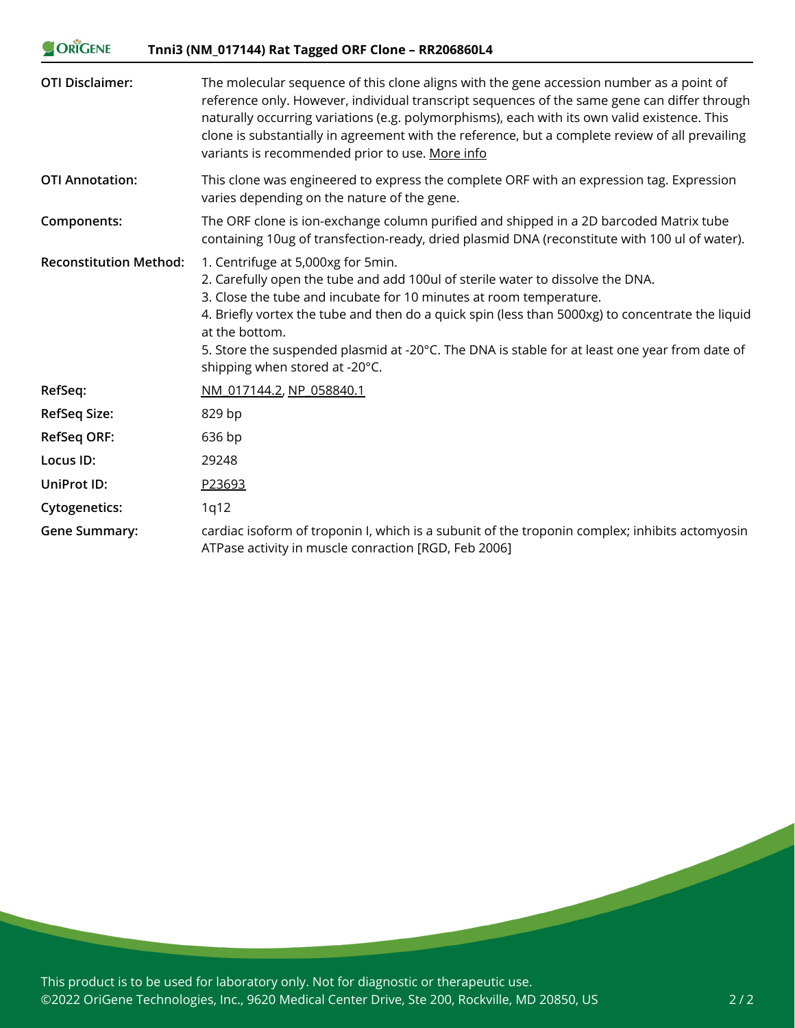| | |
|---|---|
| **OTI Disclaimer:** | The molecular sequence of this clone aligns with the gene accession number as a point of reference only. However, individual transcript sequences of the same gene can differ through naturally occurring variations (e.g. polymorphisms), each with its own valid existence. This clone is substantially in agreement with the reference, but a complete review of all prevailing variants is recommended prior to use. More info |
| **OTI Annotation:** | This clone was engineered to express the complete ORF with an expression tag. Expression varies depending on the nature of the gene. |
| **Components:** | The ORF clone is ion-exchange column purified and shipped in a 2D barcoded Matrix tube containing 10ug of transfection-ready, dried plasmid DNA (reconstitute with 100 ul of water). |
| **Reconstitution Method:** | 1. Centrifuge at 5,000xg for 5min.<br>2. Carefully open the tube and add 100ul of sterile water to dissolve the DNA.<br>3. Close the tube and incubate for 10 minutes at room temperature.<br>4. Briefly vortex the tube and then do a quick spin (less than 5000xg) to concentrate the liquid at the bottom.<br>5. Store the suspended plasmid at -20°C. The DNA is stable for at least one year from date of shipping when stored at -20°C. |
| **RefSeq:** | NM_017144.2, NP_058840.1 |
| **RefSeq Size:** | 829 bp |
| **RefSeq ORF:** | 636 bp |
| **Locus ID:** | 29248 |
| **UniProt ID:** | P23693 |
| **Cytogenetics:** | 1q12 |
| **Gene Summary:** | cardiac isoform of troponin I, which is a subunit of the troponin complex; inhibits actomyosin ATPase activity in muscle conraction [RGD, Feb 2006] |

This product is to be used for laboratory only. Not for diagnostic or therapeutic use.
©2022 OriGene Technologies, Inc., 9620 Medical Center Drive, Ste 200, Rockville, MD 20850, US